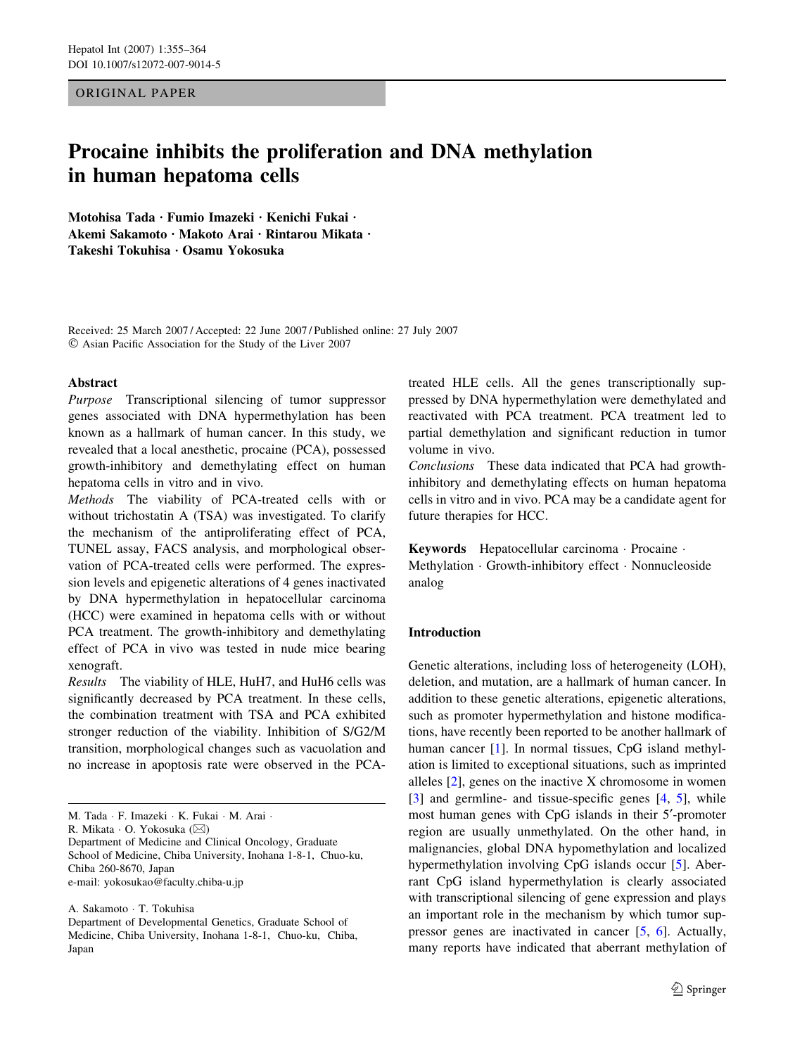ORIGINAL PAPER

# Procaine inhibits the proliferation and DNA methylation in human hepatoma cells

**Motohisa Tada · Fumio Imazeki · Kenichi Fukai · Akemi Sakamoto · Makoto Arai · Rintarou Mikata · Takeshi Tokuhisa · Osamu Yokosuka**

Received: 25 March 2007 / Accepted: 22 June 2007 / Published online: 27 July 2007
© Asian Pacific Association for the Study of the Liver 2007

## Abstract

*Purpose* Transcriptional silencing of tumor suppressor genes associated with DNA hypermethylation has been known as a hallmark of human cancer. In this study, we revealed that a local anesthetic, procaine (PCA), possessed growth-inhibitory and demethylating effect on human hepatoma cells in vitro and in vivo.

*Methods* The viability of PCA-treated cells with or without trichostatin A (TSA) was investigated. To clarify the mechanism of the antiproliferating effect of PCA, TUNEL assay, FACS analysis, and morphological observation of PCA-treated cells were performed. The expression levels and epigenetic alterations of 4 genes inactivated by DNA hypermethylation in hepatocellular carcinoma (HCC) were examined in hepatoma cells with or without PCA treatment. The growth-inhibitory and demethylating effect of PCA in vivo was tested in nude mice bearing xenograft.

*Results* The viability of HLE, HuH7, and HuH6 cells was significantly decreased by PCA treatment. In these cells, the combination treatment with TSA and PCA exhibited stronger reduction of the viability. Inhibition of S/G2/M transition, morphological changes such as vacuolation and no increase in apoptosis rate were observed in the PCA-treated HLE cells. All the genes transcriptionally suppressed by DNA hypermethylation were demethylated and reactivated with PCA treatment. PCA treatment led to partial demethylation and significant reduction in tumor volume in vivo.

*Conclusions* These data indicated that PCA had growth-inhibitory and demethylating effects on human hepatoma cells in vitro and in vivo. PCA may be a candidate agent for future therapies for HCC.

**Keywords** Hepatocellular carcinoma · Procaine · Methylation · Growth-inhibitory effect · Nonnucleoside analog

M. Tada · F. Imazeki · K. Fukai · M. Arai · R. Mikata · O. Yokosuka (✉)
Department of Medicine and Clinical Oncology, Graduate School of Medicine, Chiba University, Inohana 1-8-1, Chuo-ku, Chiba 260-8670, Japan
e-mail: yokosukao@faculty.chiba-u.jp

A. Sakamoto · T. Tokuhisa
Department of Developmental Genetics, Graduate School of Medicine, Chiba University, Inohana 1-8-1, Chuo-ku, Chiba, Japan

## Introduction

Genetic alterations, including loss of heterogeneity (LOH), deletion, and mutation, are a hallmark of human cancer. In addition to these genetic alterations, epigenetic alterations, such as promoter hypermethylation and histone modifications, have recently been reported to be another hallmark of human cancer [1]. In normal tissues, CpG island methylation is limited to exceptional situations, such as imprinted alleles [2], genes on the inactive X chromosome in women [3] and germline- and tissue-specific genes [4, 5], while most human genes with CpG islands in their 5′-promoter region are usually unmethylated. On the other hand, in malignancies, global DNA hypomethylation and localized hypermethylation involving CpG islands occur [5]. Aberrant CpG island hypermethylation is clearly associated with transcriptional silencing of gene expression and plays an important role in the mechanism by which tumor suppressor genes are inactivated in cancer [5, 6]. Actually, many reports have indicated that aberrant methylation of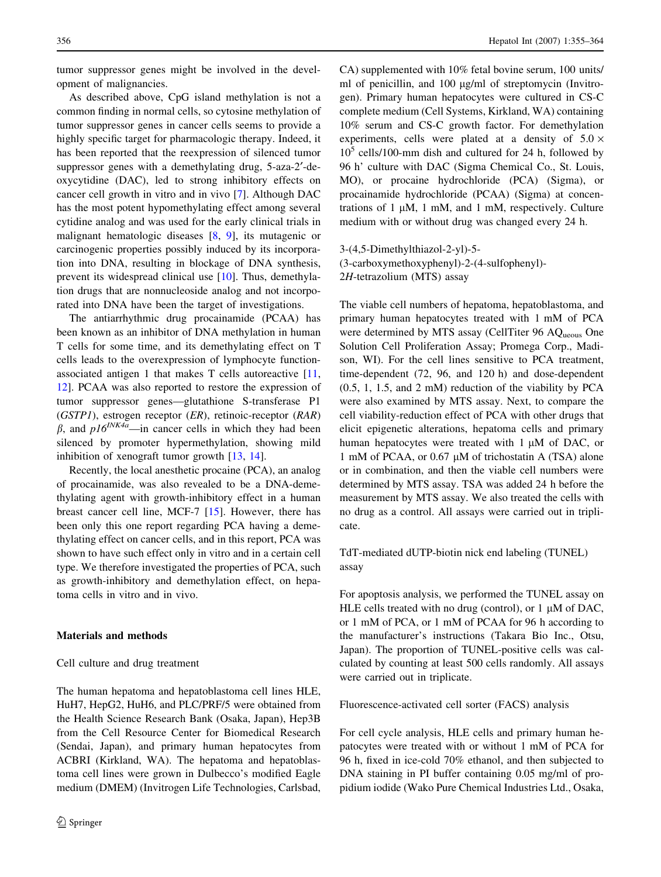tumor suppressor genes might be involved in the development of malignancies.

As described above, CpG island methylation is not a common finding in normal cells, so cytosine methylation of tumor suppressor genes in cancer cells seems to provide a highly specific target for pharmacologic therapy. Indeed, it has been reported that the reexpression of silenced tumor suppressor genes with a demethylating drug, 5-aza-2′-deoxycytidine (DAC), led to strong inhibitory effects on cancer cell growth in vitro and in vivo [7]. Although DAC has the most potent hypomethylating effect among several cytidine analog and was used for the early clinical trials in malignant hematologic diseases [8, 9], its mutagenic or carcinogenic properties possibly induced by its incorporation into DNA, resulting in blockage of DNA synthesis, prevent its widespread clinical use [10]. Thus, demethylation drugs that are nonnucleoside analog and not incorporated into DNA have been the target of investigations.

The antiarrhythmic drug procainamide (PCAA) has been known as an inhibitor of DNA methylation in human T cells for some time, and its demethylating effect on T cells leads to the overexpression of lymphocyte function-associated antigen 1 that makes T cells autoreactive [11, 12]. PCAA was also reported to restore the expression of tumor suppressor genes—glutathione S-transferase P1 (*GSTP1*), estrogen receptor (*ER*), retinoic-receptor (*RAR*) $\beta$, and $p16^{INK4a}$—in cancer cells in which they had been silenced by promoter hypermethylation, showing mild inhibition of xenograft tumor growth [13, 14].

Recently, the local anesthetic procaine (PCA), an analog of procainamide, was also revealed to be a DNA-demethylating agent with growth-inhibitory effect in a human breast cancer cell line, MCF-7 [15]. However, there has been only this one report regarding PCA having a demethylating effect on cancer cells, and in this report, PCA was shown to have such effect only in vitro and in a certain cell type. We therefore investigated the properties of PCA, such as growth-inhibitory and demethylation effect, on hepatoma cells in vitro and in vivo.

## Materials and methods

### Cell culture and drug treatment

The human hepatoma and hepatoblastoma cell lines HLE, HuH7, HepG2, HuH6, and PLC/PRF/5 were obtained from the Health Science Research Bank (Osaka, Japan), Hep3B from the Cell Resource Center for Biomedical Research (Sendai, Japan), and primary human hepatocytes from ACBRI (Kirkland, WA). The hepatoma and hepatoblastoma cell lines were grown in Dulbecco's modified Eagle medium (DMEM) (Invitrogen Life Technologies, Carlsbad, CA) supplemented with 10% fetal bovine serum, 100 units/ml of penicillin, and 100 μg/ml of streptomycin (Invitrogen). Primary human hepatocytes were cultured in CS-C complete medium (Cell Systems, Kirkland, WA) containing 10% serum and CS-C growth factor. For demethylation experiments, cells were plated at a density of $5.0 \times 10^5$ cells/100-mm dish and cultured for 24 h, followed by 96 h' culture with DAC (Sigma Chemical Co., St. Louis, MO), or procaine hydrochloride (PCA) (Sigma), or procainamide hydrochloride (PCAA) (Sigma) at concentrations of 1 μM, 1 mM, and 1 mM, respectively. Culture medium with or without drug was changed every 24 h.

### 3-(4,5-Dimethylthiazol-2-yl)-5-(3-carboxymethoxyphenyl)-2-(4-sulfophenyl)-2*H*-tetrazolium (MTS) assay

The viable cell numbers of hepatoma, hepatoblastoma, and primary human hepatocytes treated with 1 mM of PCA were determined by MTS assay (CellTiter 96 $AQ_{ueous}$ One Solution Cell Proliferation Assay; Promega Corp., Madison, WI). For the cell lines sensitive to PCA treatment, time-dependent (72, 96, and 120 h) and dose-dependent (0.5, 1, 1.5, and 2 mM) reduction of the viability by PCA were also examined by MTS assay. Next, to compare the cell viability-reduction effect of PCA with other drugs that elicit epigenetic alterations, hepatoma cells and primary human hepatocytes were treated with 1 μM of DAC, or 1 mM of PCAA, or 0.67 μM of trichostatin A (TSA) alone or in combination, and then the viable cell numbers were determined by MTS assay. TSA was added 24 h before the measurement by MTS assay. We also treated the cells with no drug as a control. All assays were carried out in triplicate.

### TdT-mediated dUTP-biotin nick end labeling (TUNEL) assay

For apoptosis analysis, we performed the TUNEL assay on HLE cells treated with no drug (control), or 1 μM of DAC, or 1 mM of PCA, or 1 mM of PCAA for 96 h according to the manufacturer's instructions (Takara Bio Inc., Otsu, Japan). The proportion of TUNEL-positive cells was calculated by counting at least 500 cells randomly. All assays were carried out in triplicate.

### Fluorescence-activated cell sorter (FACS) analysis

For cell cycle analysis, HLE cells and primary human hepatocytes were treated with or without 1 mM of PCA for 96 h, fixed in ice-cold 70% ethanol, and then subjected to DNA staining in PI buffer containing 0.05 mg/ml of propidium iodide (Wako Pure Chemical Industries Ltd., Osaka,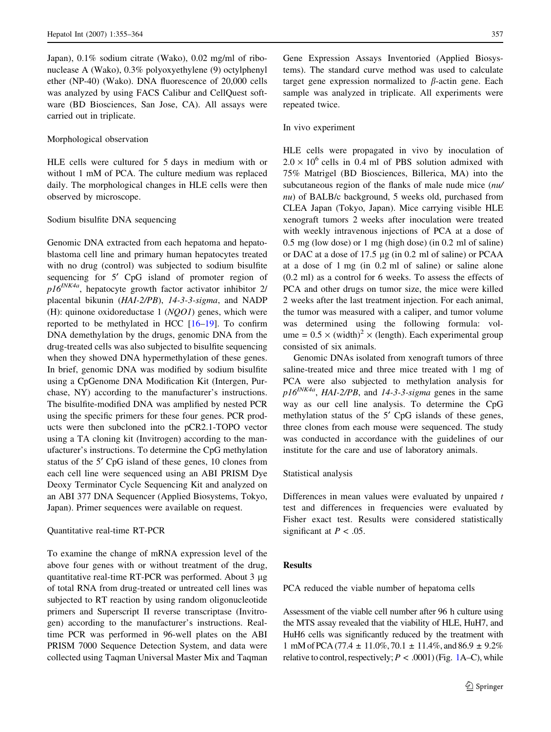Japan), 0.1% sodium citrate (Wako), 0.02 mg/ml of ribonuclease A (Wako), 0.3% polyoxyethylene (9) octylphenyl ether (NP-40) (Wako). DNA fluorescence of 20,000 cells was analyzed by using FACS Calibur and CellQuest software (BD Biosciences, San Jose, CA). All assays were carried out in triplicate.

### Morphological observation

HLE cells were cultured for 5 days in medium with or without 1 mM of PCA. The culture medium was replaced daily. The morphological changes in HLE cells were then observed by microscope.

### Sodium bisulfite DNA sequencing

Genomic DNA extracted from each hepatoma and hepatoblastoma cell line and primary human hepatocytes treated with no drug (control) was subjected to sodium bisulfite sequencing for 5′ CpG island of promoter region of *p16^INK4a^*, hepatocyte growth factor activator inhibitor 2/placental bikunin (*HAI-2/PB*), *14-3-3-sigma*, and NADP (H): quinone oxidoreductase 1 (*NQO1*) genes, which were reported to be methylated in HCC [16–19]. To confirm DNA demethylation by the drugs, genomic DNA from the drug-treated cells was also subjected to bisulfite sequencing when they showed DNA hypermethylation of these genes. In brief, genomic DNA was modified by sodium bisulfite using a CpGenome DNA Modification Kit (Intergen, Purchase, NY) according to the manufacturer's instructions. The bisulfite-modified DNA was amplified by nested PCR using the specific primers for these four genes. PCR products were then subcloned into the pCR2.1-TOPO vector using a TA cloning kit (Invitrogen) according to the manufacturer's instructions. To determine the CpG methylation status of the 5′ CpG island of these genes, 10 clones from each cell line were sequenced using an ABI PRISM Dye Deoxy Terminator Cycle Sequencing Kit and analyzed on an ABI 377 DNA Sequencer (Applied Biosystems, Tokyo, Japan). Primer sequences were available on request.

### Quantitative real-time RT-PCR

To examine the change of mRNA expression level of the above four genes with or without treatment of the drug, quantitative real-time RT-PCR was performed. About 3 μg of total RNA from drug-treated or untreated cell lines was subjected to RT reaction by using random oligonucleotide primers and Superscript II reverse transcriptase (Invitrogen) according to the manufacturer's instructions. Real-time PCR was performed in 96-well plates on the ABI PRISM 7000 Sequence Detection System, and data were collected using Taqman Universal Master Mix and Taqman Gene Expression Assays Inventoried (Applied Biosystems). The standard curve method was used to calculate target gene expression normalized to $\beta$-actin gene. Each sample was analyzed in triplicate. All experiments were repeated twice.

### In vivo experiment

HLE cells were propagated in vivo by inoculation of $2.0 \times 10^6$ cells in 0.4 ml of PBS solution admixed with 75% Matrigel (BD Biosciences, Billerica, MA) into the subcutaneous region of the flanks of male nude mice (*nu/nu*) of BALB/c background, 5 weeks old, purchased from CLEA Japan (Tokyo, Japan). Mice carrying visible HLE xenograft tumors 2 weeks after inoculation were treated with weekly intravenous injections of PCA at a dose of 0.5 mg (low dose) or 1 mg (high dose) (in 0.2 ml of saline) or DAC at a dose of 17.5 μg (in 0.2 ml of saline) or PCAA at a dose of 1 mg (in 0.2 ml of saline) or saline alone (0.2 ml) as a control for 6 weeks. To assess the effects of PCA and other drugs on tumor size, the mice were killed 2 weeks after the last treatment injection. For each animal, the tumor was measured with a caliper, and tumor volume was determined using the following formula: volume = $0.5 \times (\text{width})^2 \times (\text{length})$. Each experimental group consisted of six animals.

Genomic DNAs isolated from xenograft tumors of three saline-treated mice and three mice treated with 1 mg of PCA were also subjected to methylation analysis for *p16^INK4a^*, *HAI-2/PB*, and *14-3-3-sigma* genes in the same way as our cell line analysis. To determine the CpG methylation status of the 5′ CpG islands of these genes, three clones from each mouse were sequenced. The study was conducted in accordance with the guidelines of our institute for the care and use of laboratory animals.

### Statistical analysis

Differences in mean values were evaluated by unpaired *t* test and differences in frequencies were evaluated by Fisher exact test. Results were considered statistically significant at $P < .05$.

## Results

### PCA reduced the viable number of hepatoma cells

Assessment of the viable cell number after 96 h culture using the MTS assay revealed that the viability of HLE, HuH7, and HuH6 cells was significantly reduced by the treatment with 1 mM of PCA (77.4 ± 11.0%, 70.1 ± 11.4%, and 86.9 ± 9.2% relative to control, respectively; $P < .0001$) (Fig. 1A–C), while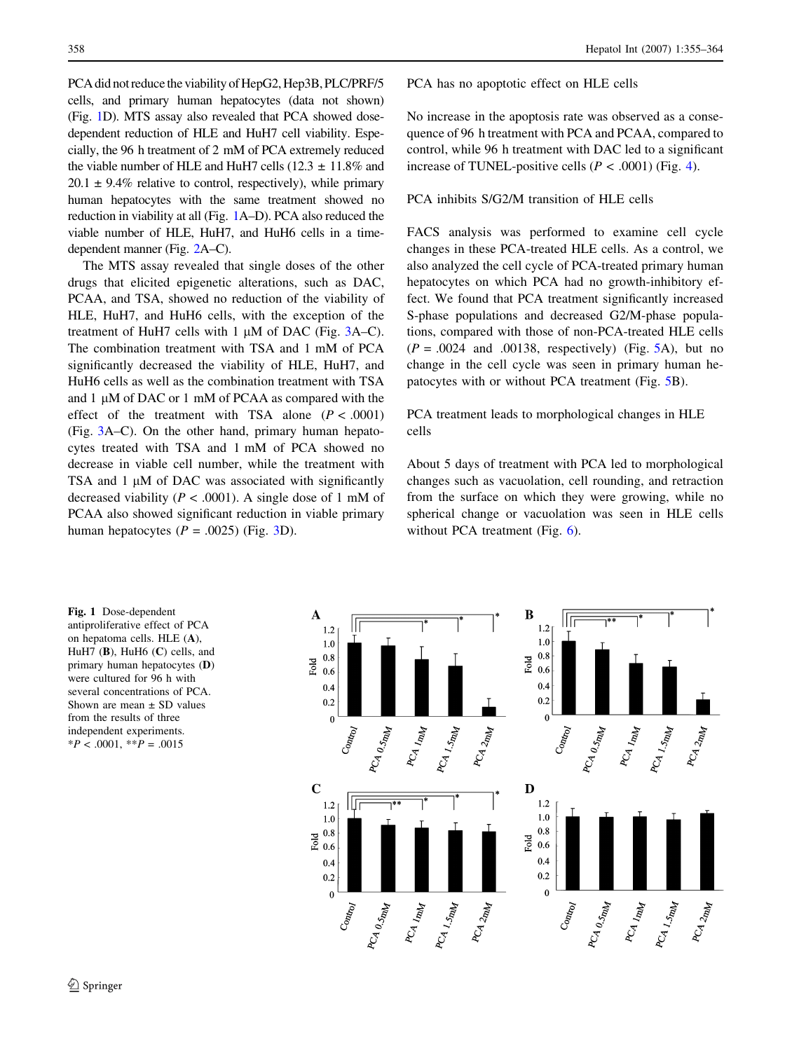PCA did not reduce the viability of HepG2, Hep3B, PLC/PRF/5 cells, and primary human hepatocytes (data not shown) (Fig. 1D). MTS assay also revealed that PCA showed dose-dependent reduction of HLE and HuH7 cell viability. Especially, the 96 h treatment of 2 mM of PCA extremely reduced the viable number of HLE and HuH7 cells (12.3 ± 11.8% and 20.1 ± 9.4% relative to control, respectively), while primary human hepatocytes with the same treatment showed no reduction in viability at all (Fig. 1A–D). PCA also reduced the viable number of HLE, HuH7, and HuH6 cells in a time-dependent manner (Fig. 2A–C).

The MTS assay revealed that single doses of the other drugs that elicited epigenetic alterations, such as DAC, PCAA, and TSA, showed no reduction of the viability of HLE, HuH7, and HuH6 cells, with the exception of the treatment of HuH7 cells with 1 μM of DAC (Fig. 3A–C). The combination treatment with TSA and 1 mM of PCA significantly decreased the viability of HLE, HuH7, and HuH6 cells as well as the combination treatment with TSA and 1 μM of DAC or 1 mM of PCAA as compared with the effect of the treatment with TSA alone ($P < .0001$) (Fig. 3A–C). On the other hand, primary human hepatocytes treated with TSA and 1 mM of PCA showed no decrease in viable cell number, while the treatment with TSA and 1 μM of DAC was associated with significantly decreased viability ($P < .0001$). A single dose of 1 mM of PCAA also showed significant reduction in viable primary human hepatocytes ($P = .0025$) (Fig. 3D).

### PCA has no apoptotic effect on HLE cells

No increase in the apoptosis rate was observed as a consequence of 96 h treatment with PCA and PCAA, compared to control, while 96 h treatment with DAC led to a significant increase of TUNEL-positive cells ($P < .0001$) (Fig. 4).

### PCA inhibits S/G2/M transition of HLE cells

FACS analysis was performed to examine cell cycle changes in these PCA-treated HLE cells. As a control, we also analyzed the cell cycle of PCA-treated primary human hepatocytes on which PCA had no growth-inhibitory effect. We found that PCA treatment significantly increased S-phase populations and decreased G2/M-phase populations, compared with those of non-PCA-treated HLE cells ($P = .0024$ and $.00138$, respectively) (Fig. 5A), but no change in the cell cycle was seen in primary human hepatocytes with or without PCA treatment (Fig. 5B).

### PCA treatment leads to morphological changes in HLE cells

About 5 days of treatment with PCA led to morphological changes such as vacuolation, cell rounding, and retraction from the surface on which they were growing, while no spherical change or vacuolation was seen in HLE cells without PCA treatment (Fig. 6).

**Fig. 1** Dose-dependent antiproliferative effect of PCA on hepatoma cells. HLE (**A**), HuH7 (**B**), HuH6 (**C**) cells, and primary human hepatocytes (**D**) were cultured for 96 h with several concentrations of PCA. Shown are mean ± SD values from the results of three independent experiments. *$P < .0001$, **$P = .0015$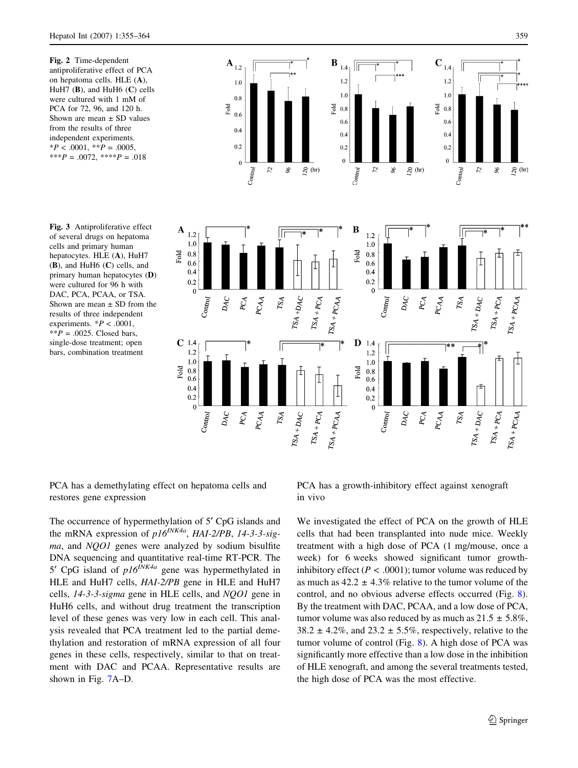**Fig. 2** Time-dependent antiproliferative effect of PCA on hepatoma cells. HLE (**A**), HuH7 (**B**), and HuH6 (**C**) cells were cultured with 1 mM of PCA for 72, 96, and 120 h. Shown are mean ± SD values from the results of three independent experiments. *$P < .0001$, **$P = .0005$, ***$P = .0072$, ****$P = .018$

**Fig. 3** Antiproliferative effect of several drugs on hepatoma cells and primary human hepatocytes. HLE (**A**), HuH7 (**B**), and HuH6 (**C**) cells, and primary human hepatocytes (**D**) were cultured for 96 h with DAC, PCA, PCAA, or TSA. Shown are mean ± SD from the results of three independent experiments. *$P < .0001$, **$P = .0025$. Closed bars, single-dose treatment; open bars, combination treatment

## PCA has a demethylating effect on hepatoma cells and restores gene expression

The occurrence of hypermethylation of 5′ CpG islands and the mRNA expression of *p16*$^{INK4a}$, *HAI-2/PB*, *14-3-3-sigma*, and *NQO1* genes were analyzed by sodium bisulfite DNA sequencing and quantitative real-time RT-PCR. The 5′ CpG island of *p16*$^{INK4a}$ gene was hypermethylated in HLE and HuH7 cells, *HAI-2/PB* gene in HLE and HuH7 cells, *14-3-3-sigma* gene in HLE cells, and *NQO1* gene in HuH6 cells, and without drug treatment the transcription level of these genes was very low in each cell. This analysis revealed that PCA treatment led to the partial demethylation and restoration of mRNA expression of all four genes in these cells, respectively, similar to that on treatment with DAC and PCAA. Representative results are shown in Fig. 7A–D.

## PCA has a growth-inhibitory effect against xenograft in vivo

We investigated the effect of PCA on the growth of HLE cells that had been transplanted into nude mice. Weekly treatment with a high dose of PCA (1 mg/mouse, once a week) for 6 weeks showed significant tumor growth-inhibitory effect ($P < .0001$); tumor volume was reduced by as much as 42.2 ± 4.3% relative to the tumor volume of the control, and no obvious adverse effects occurred (Fig. 8). By the treatment with DAC, PCAA, and a low dose of PCA, tumor volume was also reduced by as much as 21.5 ± 5.8%, 38.2 ± 4.2%, and 23.2 ± 5.5%, respectively, relative to the tumor volume of control (Fig. 8). A high dose of PCA was significantly more effective than a low dose in the inhibition of HLE xenograft, and among the several treatments tested, the high dose of PCA was the most effective.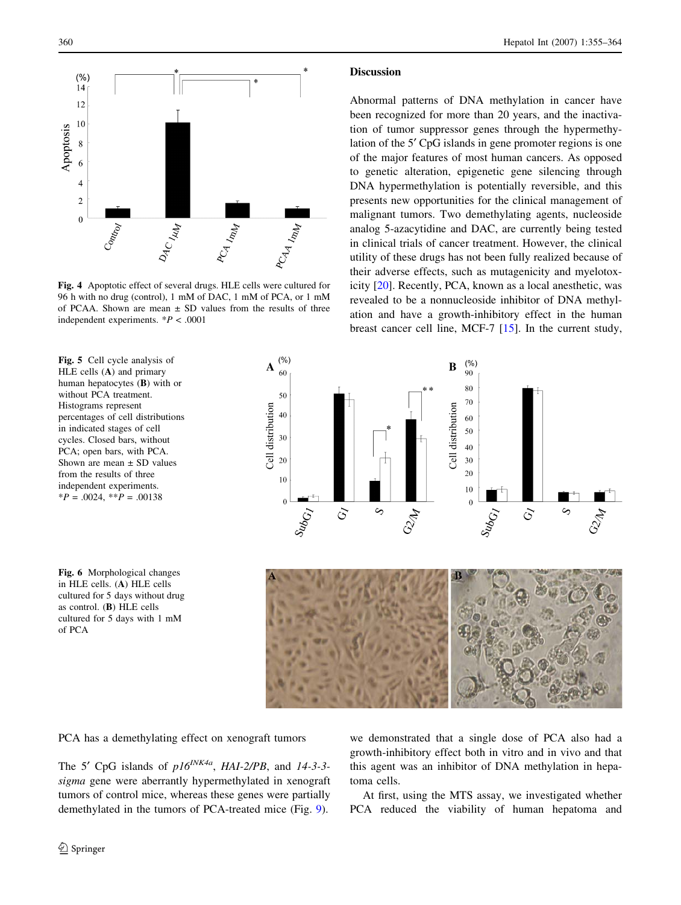Fig. 4 Apoptotic effect of several drugs. HLE cells were cultured for 96 h with no drug (control), 1 mM of DAC, 1 mM of PCA, or 1 mM of PCAA. Shown are mean ± SD values from the results of three independent experiments. *$P < .0001$

Fig. 5 Cell cycle analysis of HLE cells (**A**) and primary human hepatocytes (**B**) with or without PCA treatment. Histograms represent percentages of cell distributions in indicated stages of cell cycles. Closed bars, without PCA; open bars, with PCA. Shown are mean ± SD values from the results of three independent experiments. *$P = .0024$, **$P = .00138$

Fig. 6 Morphological changes in HLE cells. (**A**) HLE cells cultured for 5 days without drug as control. (**B**) HLE cells cultured for 5 days with 1 mM of PCA

PCA has a demethylating effect on xenograft tumors

The 5′ CpG islands of *p16*$^{INK4a}$, *HAI-2/PB*, and *14-3-3-sigma* gene were aberrantly hypermethylated in xenograft tumors of control mice, whereas these genes were partially demethylated in the tumors of PCA-treated mice (Fig. 9).

## Discussion

Abnormal patterns of DNA methylation in cancer have been recognized for more than 20 years, and the inactivation of tumor suppressor genes through the hypermethylation of the 5′ CpG islands in gene promoter regions is one of the major features of most human cancers. As opposed to genetic alteration, epigenetic gene silencing through DNA hypermethylation is potentially reversible, and this presents new opportunities for the clinical management of malignant tumors. Two demethylating agents, nucleoside analog 5-azacytidine and DAC, are currently being tested in clinical trials of cancer treatment. However, the clinical utility of these drugs has not been fully realized because of their adverse effects, such as mutagenicity and myelotoxicity [20]. Recently, PCA, known as a local anesthetic, was revealed to be a nonnucleoside inhibitor of DNA methylation and have a growth-inhibitory effect in the human breast cancer cell line, MCF-7 [15]. In the current study, we demonstrated that a single dose of PCA also had a growth-inhibitory effect both in vitro and in vivo and that this agent was an inhibitor of DNA methylation in hepatoma cells.

At first, using the MTS assay, we investigated whether PCA reduced the viability of human hepatoma and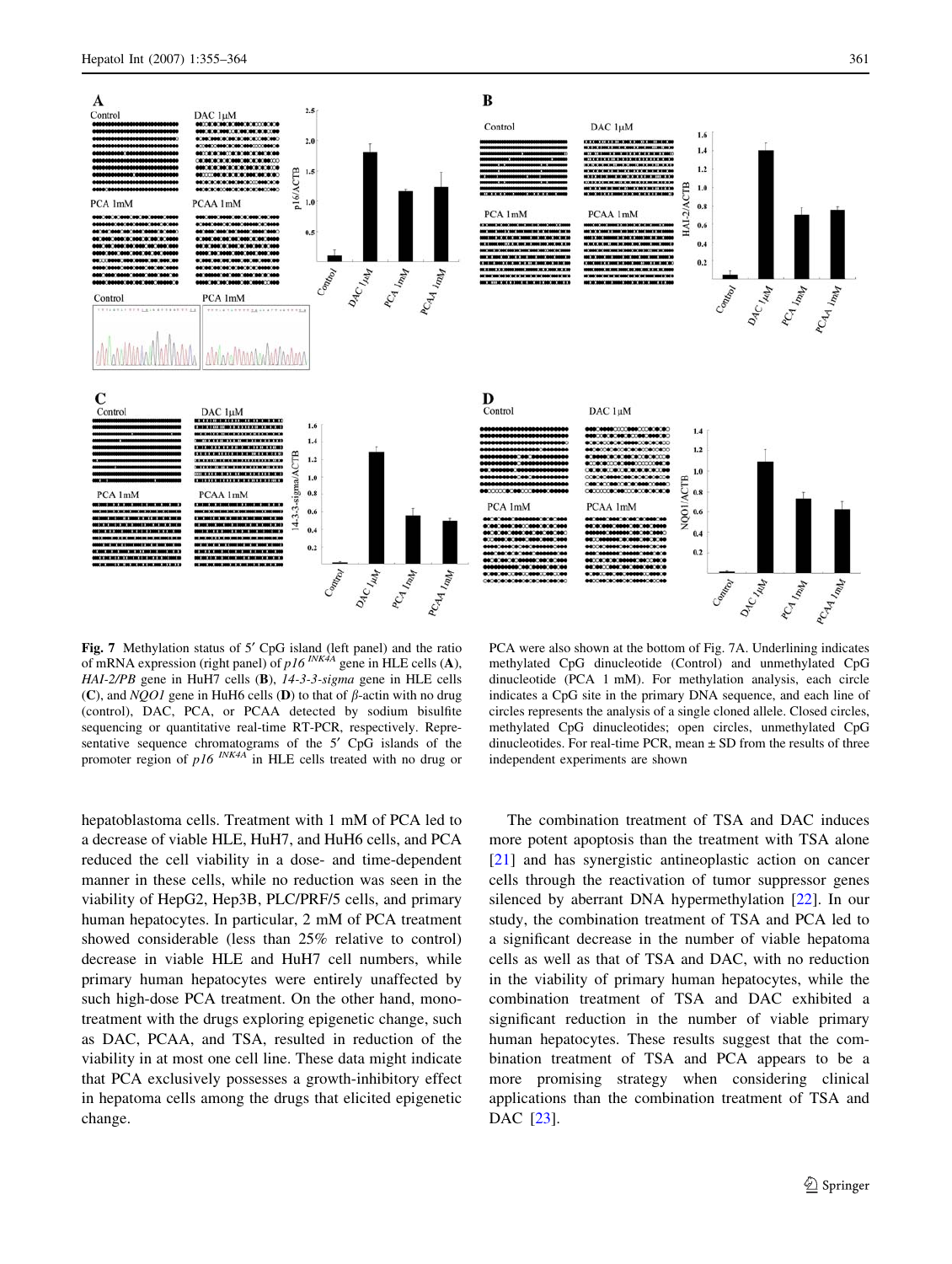**Fig. 7** Methylation status of 5′ CpG island (left panel) and the ratio of mRNA expression (right panel) of *p16* $^{INK4A}$ gene in HLE cells (**A**), *HAI-2/PB* gene in HuH7 cells (**B**), *14-3-3-sigma* gene in HLE cells (**C**), and *NQO1* gene in HuH6 cells (**D**) to that of *β*-actin with no drug (control), DAC, PCA, or PCAA detected by sodium bisulfite sequencing or quantitative real-time RT-PCR, respectively. Representative sequence chromatograms of the 5′ CpG islands of the promoter region of *p16* $^{INK4A}$ in HLE cells treated with no drug or PCA were also shown at the bottom of Fig. 7A. Underlining indicates methylated CpG dinucleotide (Control) and unmethylated CpG dinucleotide (PCA 1 mM). For methylation analysis, each circle indicates a CpG site in the primary DNA sequence, and each line of circles represents the analysis of a single cloned allele. Closed circles, methylated CpG dinucleotides; open circles, unmethylated CpG dinucleotides. For real-time PCR, mean ± SD from the results of three independent experiments are shown

hepatoblastoma cells. Treatment with 1 mM of PCA led to a decrease of viable HLE, HuH7, and HuH6 cells, and PCA reduced the cell viability in a dose- and time-dependent manner in these cells, while no reduction was seen in the viability of HepG2, Hep3B, PLC/PRF/5 cells, and primary human hepatocytes. In particular, 2 mM of PCA treatment showed considerable (less than 25% relative to control) decrease in viable HLE and HuH7 cell numbers, while primary human hepatocytes were entirely unaffected by such high-dose PCA treatment. On the other hand, monotreatment with the drugs exploring epigenetic change, such as DAC, PCAA, and TSA, resulted in reduction of the viability in at most one cell line. These data might indicate that PCA exclusively possesses a growth-inhibitory effect in hepatoma cells among the drugs that elicited epigenetic change.

The combination treatment of TSA and DAC induces more potent apoptosis than the treatment with TSA alone [21] and has synergistic antineoplastic action on cancer cells through the reactivation of tumor suppressor genes silenced by aberrant DNA hypermethylation [22]. In our study, the combination treatment of TSA and PCA led to a significant decrease in the number of viable hepatoma cells as well as that of TSA and DAC, with no reduction in the viability of primary human hepatocytes, while the combination treatment of TSA and DAC exhibited a significant reduction in the number of viable primary human hepatocytes. These results suggest that the combination treatment of TSA and PCA appears to be a more promising strategy when considering clinical applications than the combination treatment of TSA and DAC [23].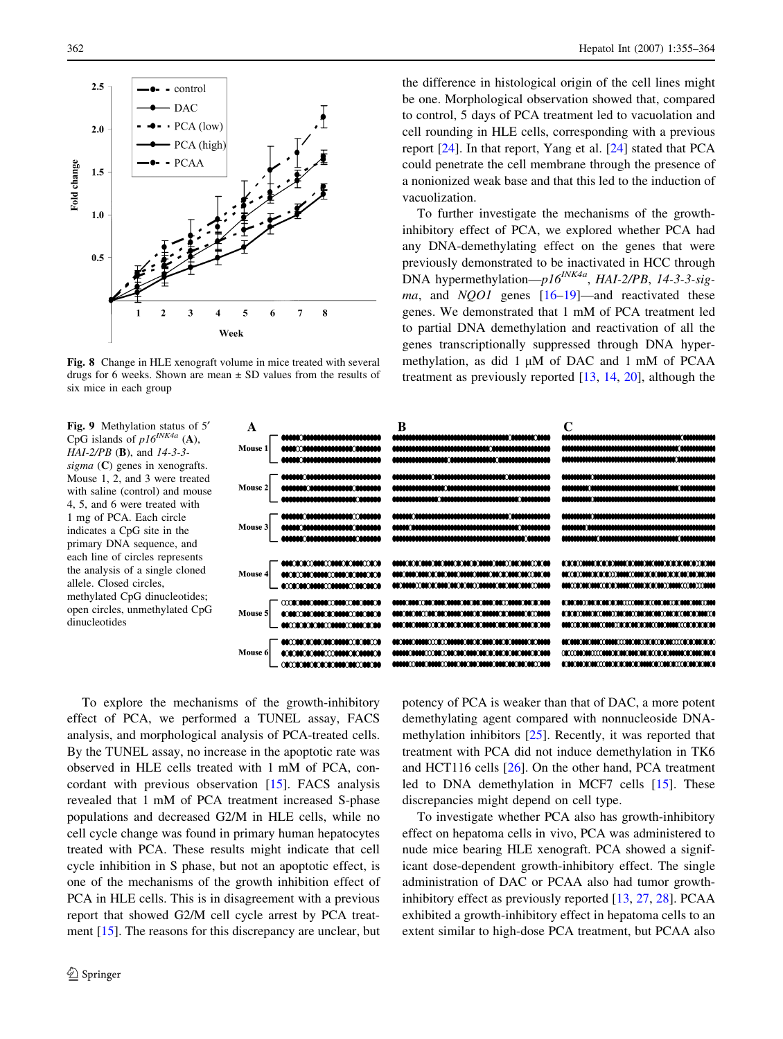Fig. 8 Change in HLE xenograft volume in mice treated with several drugs for 6 weeks. Shown are mean ± SD values from the results of six mice in each group

Fig. 9 Methylation status of 5′ CpG islands of *p16*[INK4a] (**A**), *HAI-2/PB* (**B**), and *14-3-3-sigma* (**C**) genes in xenografts. Mouse 1, 2, and 3 were treated with saline (control) and mouse 4, 5, and 6 were treated with 1 mg of PCA. Each circle indicates a CpG site in the primary DNA sequence, and each line of circles represents the analysis of a single cloned allele. Closed circles, methylated CpG dinucleotides; open circles, unmethylated CpG dinucleotides

To explore the mechanisms of the growth-inhibitory effect of PCA, we performed a TUNEL assay, FACS analysis, and morphological analysis of PCA-treated cells. By the TUNEL assay, no increase in the apoptotic rate was observed in HLE cells treated with 1 mM of PCA, concordant with previous observation [15]. FACS analysis revealed that 1 mM of PCA treatment increased S-phase populations and decreased G2/M in HLE cells, while no cell cycle change was found in primary human hepatocytes treated with PCA. These results might indicate that cell cycle inhibition in S phase, but not an apoptotic effect, is one of the mechanisms of the growth inhibition effect of PCA in HLE cells. This is in disagreement with a previous report that showed G2/M cell cycle arrest by PCA treatment [15]. The reasons for this discrepancy are unclear, but the difference in histological origin of the cell lines might be one. Morphological observation showed that, compared to control, 5 days of PCA treatment led to vacuolation and cell rounding in HLE cells, corresponding with a previous report [24]. In that report, Yang et al. [24] stated that PCA could penetrate the cell membrane through the presence of a nonionized weak base and that this led to the induction of vacuolization.

To further investigate the mechanisms of the growth-inhibitory effect of PCA, we explored whether PCA had any DNA-demethylating effect on the genes that were previously demonstrated to be inactivated in HCC through DNA hypermethylation—*p16*[INK4a], *HAI-2/PB*, *14-3-3-sigma*, and *NQO1* genes [16–19]—and reactivated these genes. We demonstrated that 1 mM of PCA treatment led to partial DNA demethylation and reactivation of all the genes transcriptionally suppressed through DNA hypermethylation, as did 1 μM of DAC and 1 mM of PCAA treatment as previously reported [13, 14, 20], although the potency of PCA is weaker than that of DAC, a more potent demethylating agent compared with nonnucleoside DNA-methylation inhibitors [25]. Recently, it was reported that treatment with PCA did not induce demethylation in TK6 and HCT116 cells [26]. On the other hand, PCA treatment led to DNA demethylation in MCF7 cells [15]. These discrepancies might depend on cell type.

To investigate whether PCA also has growth-inhibitory effect on hepatoma cells in vivo, PCA was administered to nude mice bearing HLE xenograft. PCA showed a significant dose-dependent growth-inhibitory effect. The single administration of DAC or PCAA also had tumor growth-inhibitory effect as previously reported [13, 27, 28]. PCAA exhibited a growth-inhibitory effect in hepatoma cells to an extent similar to high-dose PCA treatment, but PCAA also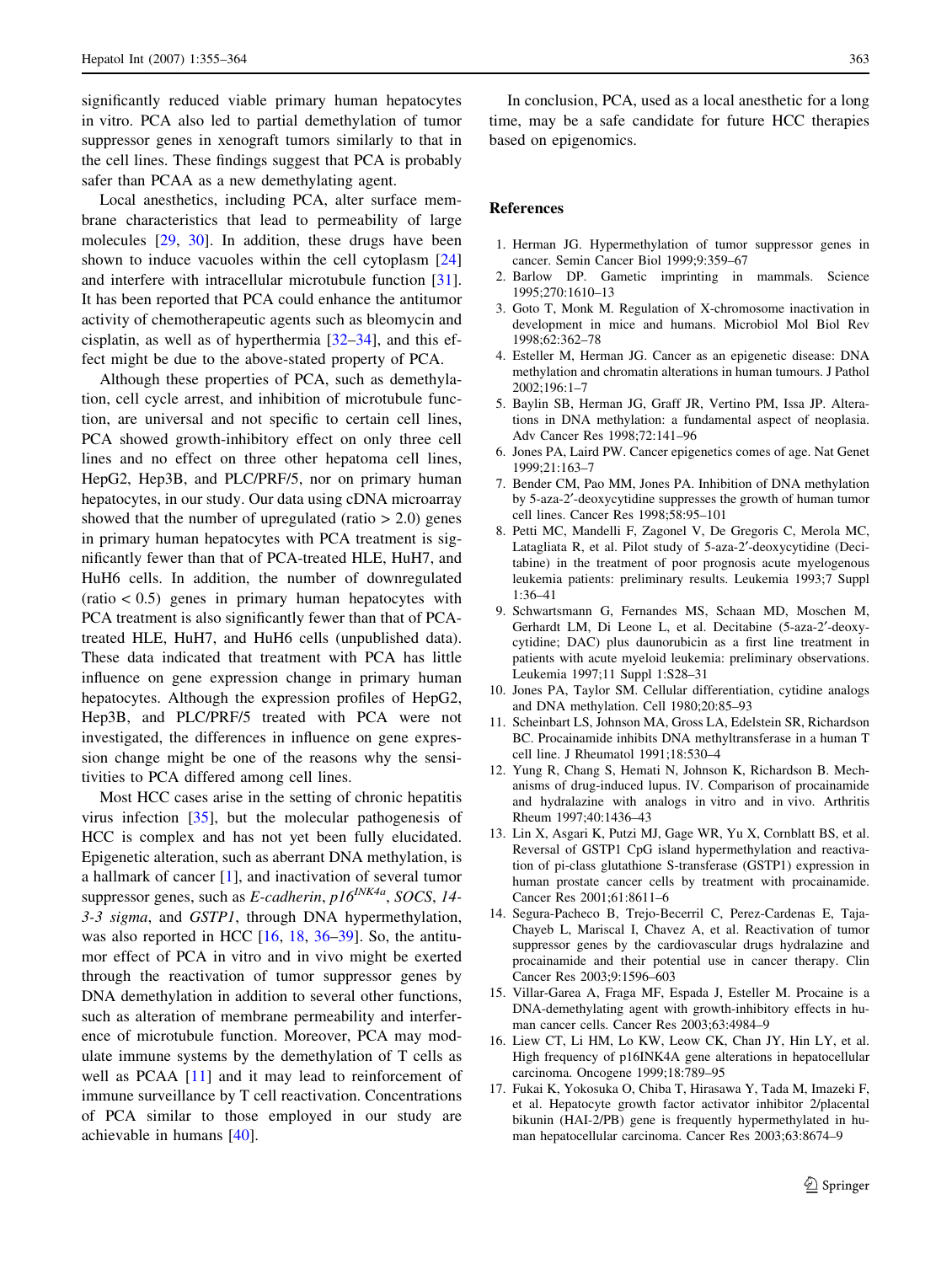significantly reduced viable primary human hepatocytes in vitro. PCA also led to partial demethylation of tumor suppressor genes in xenograft tumors similarly to that in the cell lines. These findings suggest that PCA is probably safer than PCAA as a new demethylating agent.

Local anesthetics, including PCA, alter surface membrane characteristics that lead to permeability of large molecules [29, 30]. In addition, these drugs have been shown to induce vacuoles within the cell cytoplasm [24] and interfere with intracellular microtubule function [31]. It has been reported that PCA could enhance the antitumor activity of chemotherapeutic agents such as bleomycin and cisplatin, as well as of hyperthermia [32–34], and this effect might be due to the above-stated property of PCA.

Although these properties of PCA, such as demethylation, cell cycle arrest, and inhibition of microtubule function, are universal and not specific to certain cell lines, PCA showed growth-inhibitory effect on only three cell lines and no effect on three other hepatoma cell lines, HepG2, Hep3B, and PLC/PRF/5, nor on primary human hepatocytes, in our study. Our data using cDNA microarray showed that the number of upregulated (ratio > 2.0) genes in primary human hepatocytes with PCA treatment is significantly fewer than that of PCA-treated HLE, HuH7, and HuH6 cells. In addition, the number of downregulated (ratio < 0.5) genes in primary human hepatocytes with PCA treatment is also significantly fewer than that of PCA-treated HLE, HuH7, and HuH6 cells (unpublished data). These data indicated that treatment with PCA has little influence on gene expression change in primary human hepatocytes. Although the expression profiles of HepG2, Hep3B, and PLC/PRF/5 treated with PCA were not investigated, the differences in influence on gene expression change might be one of the reasons why the sensitivities to PCA differed among cell lines.

Most HCC cases arise in the setting of chronic hepatitis virus infection [35], but the molecular pathogenesis of HCC is complex and has not yet been fully elucidated. Epigenetic alteration, such as aberrant DNA methylation, is a hallmark of cancer [1], and inactivation of several tumor suppressor genes, such as *E-cadherin*, *p16*$^{INK4a}$, *SOCS*, *14-3-3 sigma*, and *GSTP1*, through DNA hypermethylation, was also reported in HCC [16, 18, 36–39]. So, the antitumor effect of PCA in vitro and in vivo might be exerted through the reactivation of tumor suppressor genes by DNA demethylation in addition to several other functions, such as alteration of membrane permeability and interference of microtubule function. Moreover, PCA may modulate immune systems by the demethylation of T cells as well as PCAA [11] and it may lead to reinforcement of immune surveillance by T cell reactivation. Concentrations of PCA similar to those employed in our study are achievable in humans [40].

In conclusion, PCA, used as a local anesthetic for a long time, may be a safe candidate for future HCC therapies based on epigenomics.

## References

1. Herman JG. Hypermethylation of tumor suppressor genes in cancer. Semin Cancer Biol 1999;9:359–67
2. Barlow DP. Gametic imprinting in mammals. Science 1995;270:1610–13
3. Goto T, Monk M. Regulation of X-chromosome inactivation in development in mice and humans. Microbiol Mol Biol Rev 1998;62:362–78
4. Esteller M, Herman JG. Cancer as an epigenetic disease: DNA methylation and chromatin alterations in human tumours. J Pathol 2002;196:1–7
5. Baylin SB, Herman JG, Graff JR, Vertino PM, Issa JP. Alterations in DNA methylation: a fundamental aspect of neoplasia. Adv Cancer Res 1998;72:141–96
6. Jones PA, Laird PW. Cancer epigenetics comes of age. Nat Genet 1999;21:163–7
7. Bender CM, Pao MM, Jones PA. Inhibition of DNA methylation by 5-aza-2′-deoxycytidine suppresses the growth of human tumor cell lines. Cancer Res 1998;58:95–101
8. Petti MC, Mandelli F, Zagonel V, De Gregoris C, Merola MC, Latagliata R, et al. Pilot study of 5-aza-2′-deoxycytidine (Decitabine) in the treatment of poor prognosis acute myelogenous leukemia patients: preliminary results. Leukemia 1993;7 Suppl 1:36–41
9. Schwartsmann G, Fernandes MS, Schaan MD, Moschen M, Gerhardt LM, Di Leone L, et al. Decitabine (5-aza-2′-deoxycytidine; DAC) plus daunorubicin as a first line treatment in patients with acute myeloid leukemia: preliminary observations. Leukemia 1997;11 Suppl 1:S28–31
10. Jones PA, Taylor SM. Cellular differentiation, cytidine analogs and DNA methylation. Cell 1980;20:85–93
11. Scheinbart LS, Johnson MA, Gross LA, Edelstein SR, Richardson BC. Procainamide inhibits DNA methyltransferase in a human T cell line. J Rheumatol 1991;18:530–4
12. Yung R, Chang S, Hemati N, Johnson K, Richardson B. Mechanisms of drug-induced lupus. IV. Comparison of procainamide and hydralazine with analogs in vitro and in vivo. Arthritis Rheum 1997;40:1436–43
13. Lin X, Asgari K, Putzi MJ, Gage WR, Yu X, Cornblatt BS, et al. Reversal of GSTP1 CpG island hypermethylation and reactivation of pi-class glutathione S-transferase (GSTP1) expression in human prostate cancer cells by treatment with procainamide. Cancer Res 2001;61:8611–6
14. Segura-Pacheco B, Trejo-Becerril C, Perez-Cardenas E, Taja-Chayeb L, Mariscal I, Chavez A, et al. Reactivation of tumor suppressor genes by the cardiovascular drugs hydralazine and procainamide and their potential use in cancer therapy. Clin Cancer Res 2003;9:1596–603
15. Villar-Garea A, Fraga MF, Espada J, Esteller M. Procaine is a DNA-demethylating agent with growth-inhibitory effects in human cancer cells. Cancer Res 2003;63:4984–9
16. Liew CT, Li HM, Lo KW, Leow CK, Chan JY, Hin LY, et al. High frequency of p16INK4A gene alterations in hepatocellular carcinoma. Oncogene 1999;18:789–95
17. Fukai K, Yokosuka O, Chiba T, Hirasawa Y, Tada M, Imazeki F, et al. Hepatocyte growth factor activator inhibitor 2/placental bikunin (HAI-2/PB) gene is frequently hypermethylated in human hepatocellular carcinoma. Cancer Res 2003;63:8674–9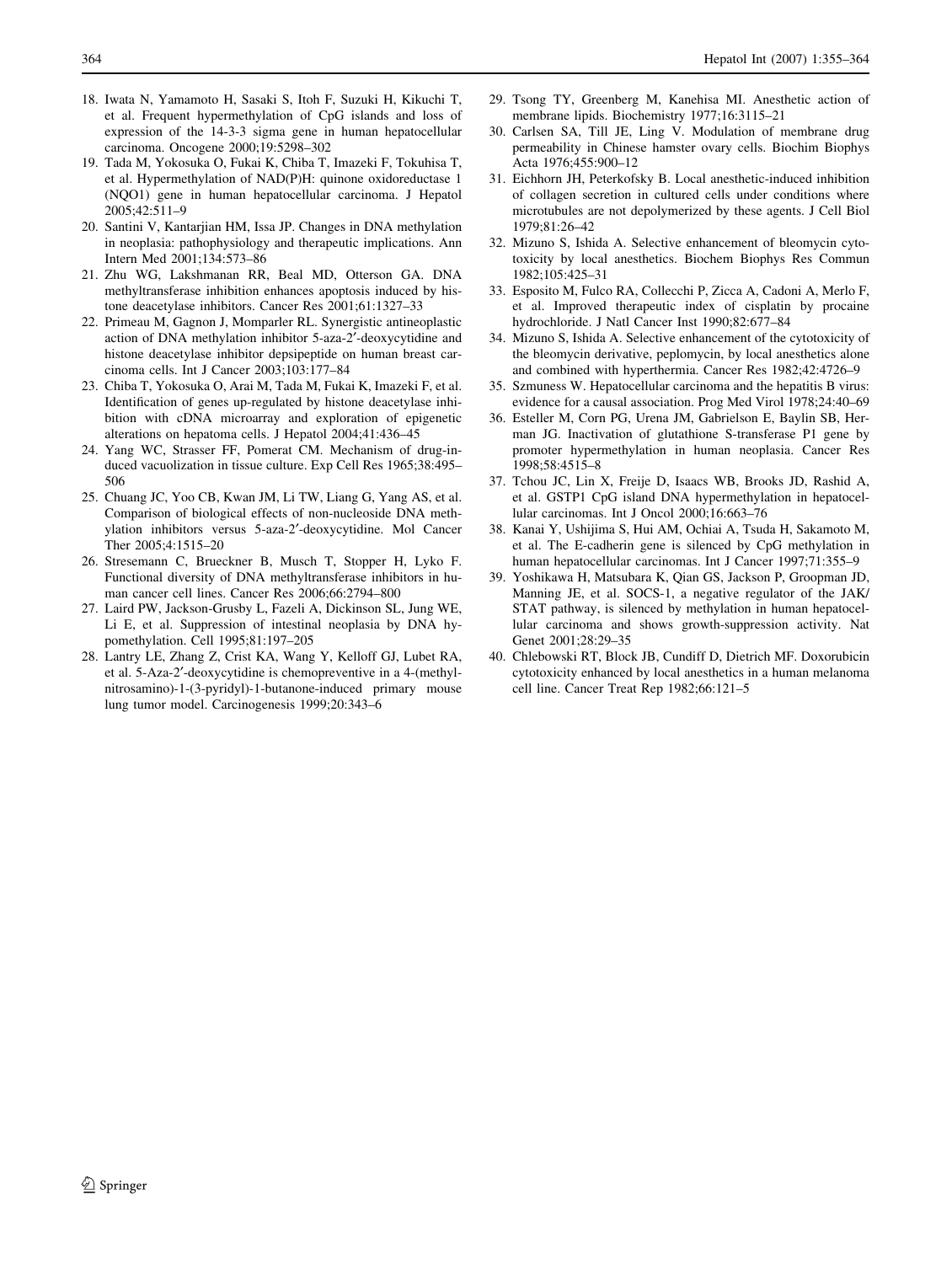18. Iwata N, Yamamoto H, Sasaki S, Itoh F, Suzuki H, Kikuchi T, et al. Frequent hypermethylation of CpG islands and loss of expression of the 14-3-3 sigma gene in human hepatocellular carcinoma. Oncogene 2000;19:5298–302
19. Tada M, Yokosuka O, Fukai K, Chiba T, Imazeki F, Tokuhisa T, et al. Hypermethylation of NAD(P)H: quinone oxidoreductase 1 (NQO1) gene in human hepatocellular carcinoma. J Hepatol 2005;42:511–9
20. Santini V, Kantarjian HM, Issa JP. Changes in DNA methylation in neoplasia: pathophysiology and therapeutic implications. Ann Intern Med 2001;134:573–86
21. Zhu WG, Lakshmanan RR, Beal MD, Otterson GA. DNA methyltransferase inhibition enhances apoptosis induced by histone deacetylase inhibitors. Cancer Res 2001;61:1327–33
22. Primeau M, Gagnon J, Momparler RL. Synergistic antineoplastic action of DNA methylation inhibitor 5-aza-2′-deoxycytidine and histone deacetylase inhibitor depsipeptide on human breast carcinoma cells. Int J Cancer 2003;103:177–84
23. Chiba T, Yokosuka O, Arai M, Tada M, Fukai K, Imazeki F, et al. Identification of genes up-regulated by histone deacetylase inhibition with cDNA microarray and exploration of epigenetic alterations on hepatoma cells. J Hepatol 2004;41:436–45
24. Yang WC, Strasser FF, Pomerat CM. Mechanism of drug-induced vacuolization in tissue culture. Exp Cell Res 1965;38:495–506
25. Chuang JC, Yoo CB, Kwan JM, Li TW, Liang G, Yang AS, et al. Comparison of biological effects of non-nucleoside DNA methylation inhibitors versus 5-aza-2′-deoxycytidine. Mol Cancer Ther 2005;4:1515–20
26. Stresemann C, Brueckner B, Musch T, Stopper H, Lyko F. Functional diversity of DNA methyltransferase inhibitors in human cancer cell lines. Cancer Res 2006;66:2794–800
27. Laird PW, Jackson-Grusby L, Fazeli A, Dickinson SL, Jung WE, Li E, et al. Suppression of intestinal neoplasia by DNA hypomethylation. Cell 1995;81:197–205
28. Lantry LE, Zhang Z, Crist KA, Wang Y, Kelloff GJ, Lubet RA, et al. 5-Aza-2′-deoxycytidine is chemopreventive in a 4-(methylnitrosamino)-1-(3-pyridyl)-1-butanone-induced primary mouse lung tumor model. Carcinogenesis 1999;20:343–6
29. Tsong TY, Greenberg M, Kanehisa MI. Anesthetic action of membrane lipids. Biochemistry 1977;16:3115–21
30. Carlsen SA, Till JE, Ling V. Modulation of membrane drug permeability in Chinese hamster ovary cells. Biochim Biophys Acta 1976;455:900–12
31. Eichhorn JH, Peterkofsky B. Local anesthetic-induced inhibition of collagen secretion in cultured cells under conditions where microtubules are not depolymerized by these agents. J Cell Biol 1979;81:26–42
32. Mizuno S, Ishida A. Selective enhancement of bleomycin cytotoxicity by local anesthetics. Biochem Biophys Res Commun 1982;105:425–31
33. Esposito M, Fulco RA, Collecchi P, Zicca A, Cadoni A, Merlo F, et al. Improved therapeutic index of cisplatin by procaine hydrochloride. J Natl Cancer Inst 1990;82:677–84
34. Mizuno S, Ishida A. Selective enhancement of the cytotoxicity of the bleomycin derivative, peplomycin, by local anesthetics alone and combined with hyperthermia. Cancer Res 1982;42:4726–9
35. Szmuness W. Hepatocellular carcinoma and the hepatitis B virus: evidence for a causal association. Prog Med Virol 1978;24:40–69
36. Esteller M, Corn PG, Urena JM, Gabrielson E, Baylin SB, Herman JG. Inactivation of glutathione S-transferase P1 gene by promoter hypermethylation in human neoplasia. Cancer Res 1998;58:4515–8
37. Tchou JC, Lin X, Freije D, Isaacs WB, Brooks JD, Rashid A, et al. GSTP1 CpG island DNA hypermethylation in hepatocellular carcinomas. Int J Oncol 2000;16:663–76
38. Kanai Y, Ushijima S, Hui AM, Ochiai A, Tsuda H, Sakamoto M, et al. The E-cadherin gene is silenced by CpG methylation in human hepatocellular carcinomas. Int J Cancer 1997;71:355–9
39. Yoshikawa H, Matsubara K, Qian GS, Jackson P, Groopman JD, Manning JE, et al. SOCS-1, a negative regulator of the JAK/STAT pathway, is silenced by methylation in human hepatocellular carcinoma and shows growth-suppression activity. Nat Genet 2001;28:29–35
40. Chlebowski RT, Block JB, Cundiff D, Dietrich MF. Doxorubicin cytotoxicity enhanced by local anesthetics in a human melanoma cell line. Cancer Treat Rep 1982;66:121–5